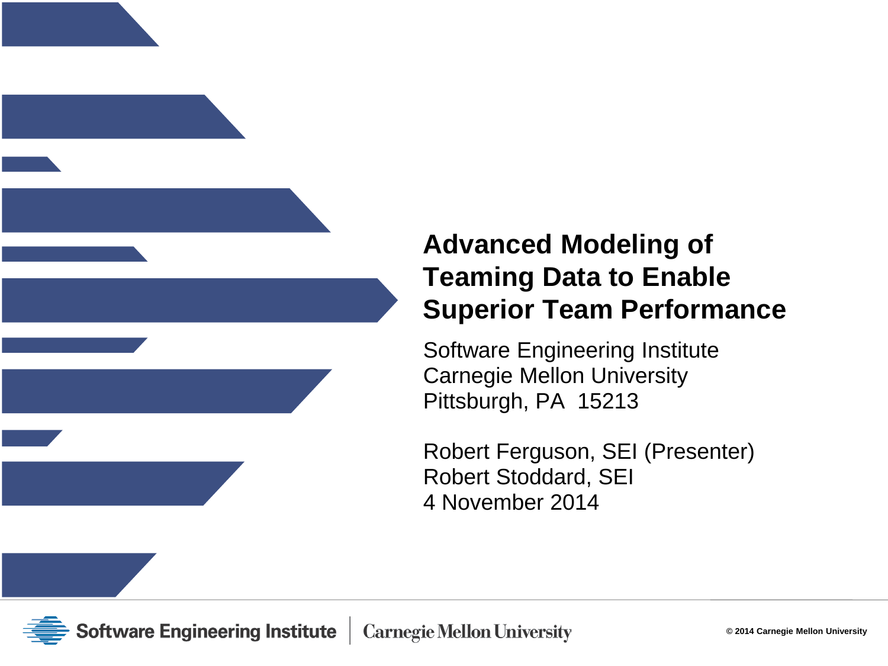# Advanced Modeling of Teaming Data to Enable Superior Team Performance

Software Engineering Institute
Carnegie Mellon University
Pittsburgh, PA 15213

Robert Ferguson, SEI (Presenter)
Robert Stoddard, SEI
4 November 2014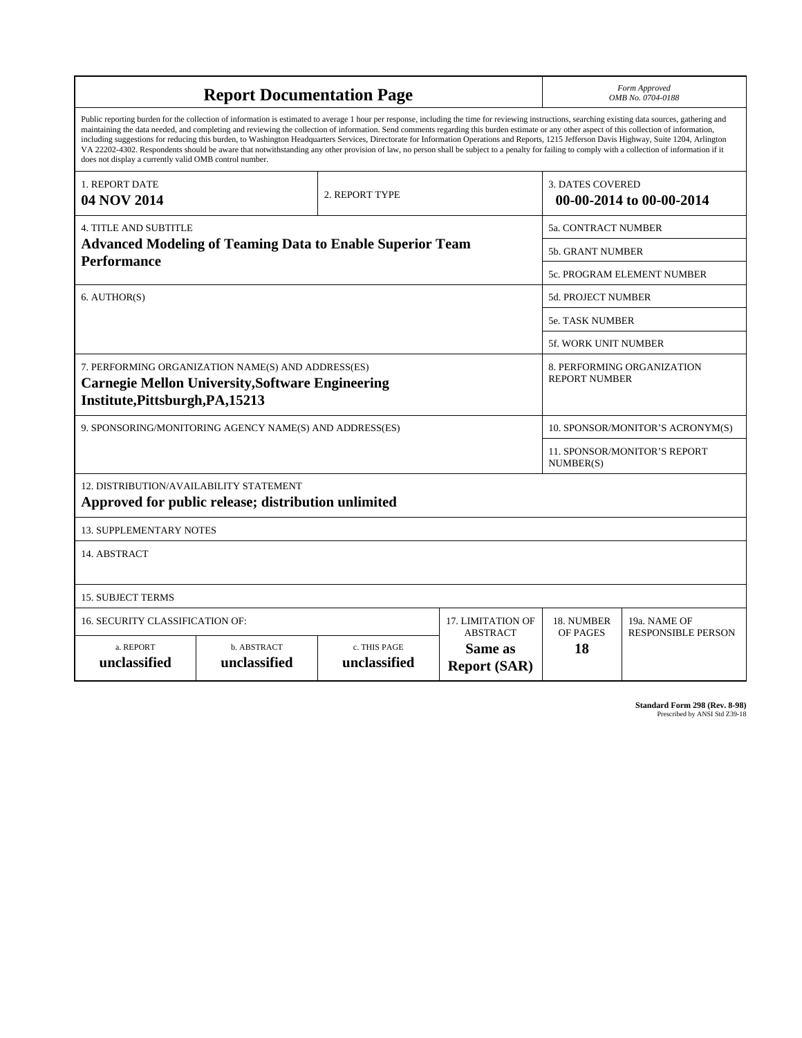# Report Documentation Page

*Form Approved*
*OMB No. 0704-0188*

Public reporting burden for the collection of information is estimated to average 1 hour per response, including the time for reviewing instructions, searching existing data sources, gathering and maintaining the data needed, and completing and reviewing the collection of information. Send comments regarding this burden estimate or any other aspect of this collection of information, including suggestions for reducing this burden, to Washington Headquarters Services, Directorate for Information Operations and Reports, 1215 Jefferson Davis Highway, Suite 1204, Arlington VA 22202-4302. Respondents should be aware that notwithstanding any other provision of law, no person shall be subject to a penalty for failing to comply with a collection of information if it does not display a currently valid OMB control number.

| 1. REPORT DATE | 2. REPORT TYPE | 3. DATES COVERED |
|---|---|---|
| **04 NOV 2014** | | **00-00-2014 to 00-00-2014** |

| 4. TITLE AND SUBTITLE | |
|---|---|
| **Advanced Modeling of Teaming Data to Enable Superior Team Performance** | 5a. CONTRACT NUMBER |
| | 5b. GRANT NUMBER |
| | 5c. PROGRAM ELEMENT NUMBER |
| 6. AUTHOR(S) | 5d. PROJECT NUMBER |
| | 5e. TASK NUMBER |
| | 5f. WORK UNIT NUMBER |
| 7. PERFORMING ORGANIZATION NAME(S) AND ADDRESS(ES) **Carnegie Mellon University,Software Engineering Institute,Pittsburgh,PA,15213** | 8. PERFORMING ORGANIZATION REPORT NUMBER |
| 9. SPONSORING/MONITORING AGENCY NAME(S) AND ADDRESS(ES) | 10. SPONSOR/MONITOR'S ACRONYM(S) |
| | 11. SPONSOR/MONITOR'S REPORT NUMBER(S) |

12. DISTRIBUTION/AVAILABILITY STATEMENT
**Approved for public release; distribution unlimited**

13. SUPPLEMENTARY NOTES

14. ABSTRACT

15. SUBJECT TERMS

| 16. SECURITY CLASSIFICATION OF: | | | 17. LIMITATION OF ABSTRACT | 18. NUMBER OF PAGES | 19a. NAME OF RESPONSIBLE PERSON |
|---|---|---|---|---|---|
| a. REPORT | b. ABSTRACT | c. THIS PAGE | | | |
| **unclassified** | **unclassified** | **unclassified** | **Same as Report (SAR)** | **18** | |

**Standard Form 298 (Rev. 8-98)**
Prescribed by ANSI Std Z39-18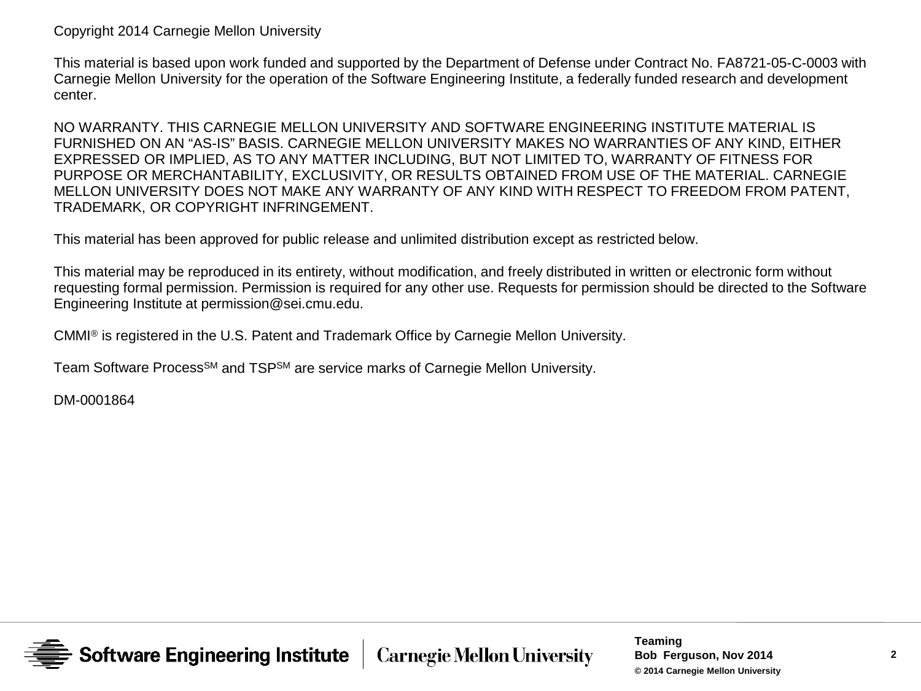Copyright 2014 Carnegie Mellon University

This material is based upon work funded and supported by the Department of Defense under Contract No. FA8721-05-C-0003 with Carnegie Mellon University for the operation of the Software Engineering Institute, a federally funded research and development center.

NO WARRANTY. THIS CARNEGIE MELLON UNIVERSITY AND SOFTWARE ENGINEERING INSTITUTE MATERIAL IS FURNISHED ON AN “AS-IS” BASIS. CARNEGIE MELLON UNIVERSITY MAKES NO WARRANTIES OF ANY KIND, EITHER EXPRESSED OR IMPLIED, AS TO ANY MATTER INCLUDING, BUT NOT LIMITED TO, WARRANTY OF FITNESS FOR PURPOSE OR MERCHANTABILITY, EXCLUSIVITY, OR RESULTS OBTAINED FROM USE OF THE MATERIAL. CARNEGIE MELLON UNIVERSITY DOES NOT MAKE ANY WARRANTY OF ANY KIND WITH RESPECT TO FREEDOM FROM PATENT, TRADEMARK, OR COPYRIGHT INFRINGEMENT.

This material has been approved for public release and unlimited distribution except as restricted below.

This material may be reproduced in its entirety, without modification, and freely distributed in written or electronic form without requesting formal permission. Permission is required for any other use. Requests for permission should be directed to the Software Engineering Institute at permission@sei.cmu.edu.

CMMI® is registered in the U.S. Patent and Trademark Office by Carnegie Mellon University.

Team Software Process℠ and TSP℠ are service marks of Carnegie Mellon University.

DM-0001864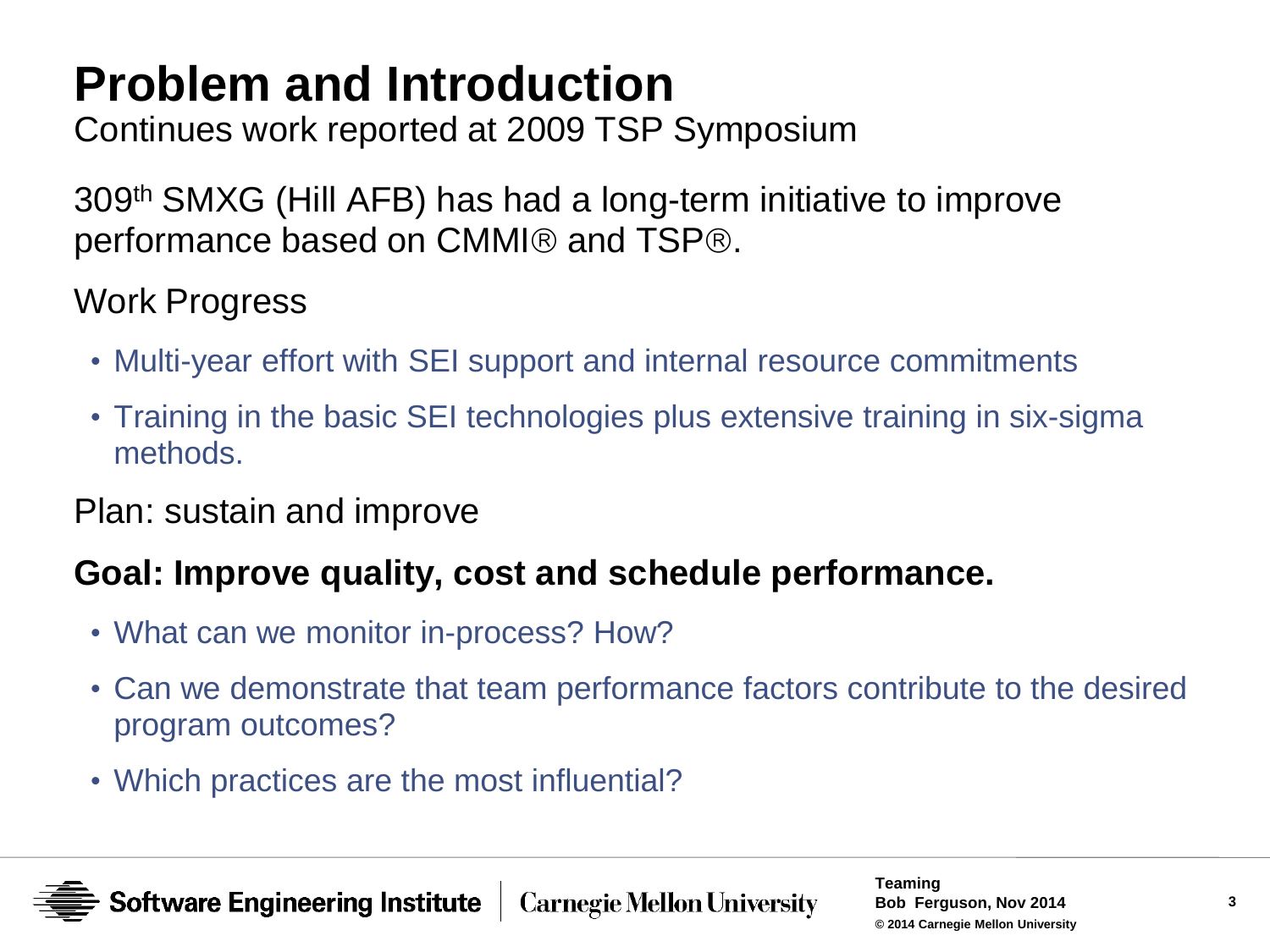# Problem and Introduction

Continues work reported at 2009 TSP Symposium

309th SMXG (Hill AFB) has had a long-term initiative to improve performance based on CMMI® and TSP®.

Work Progress

- Multi-year effort with SEI support and internal resource commitments
- Training in the basic SEI technologies plus extensive training in six-sigma methods.

Plan: sustain and improve

**Goal: Improve quality, cost and schedule performance.**

- What can we monitor in-process? How?
- Can we demonstrate that team performance factors contribute to the desired program outcomes?
- Which practices are the most influential?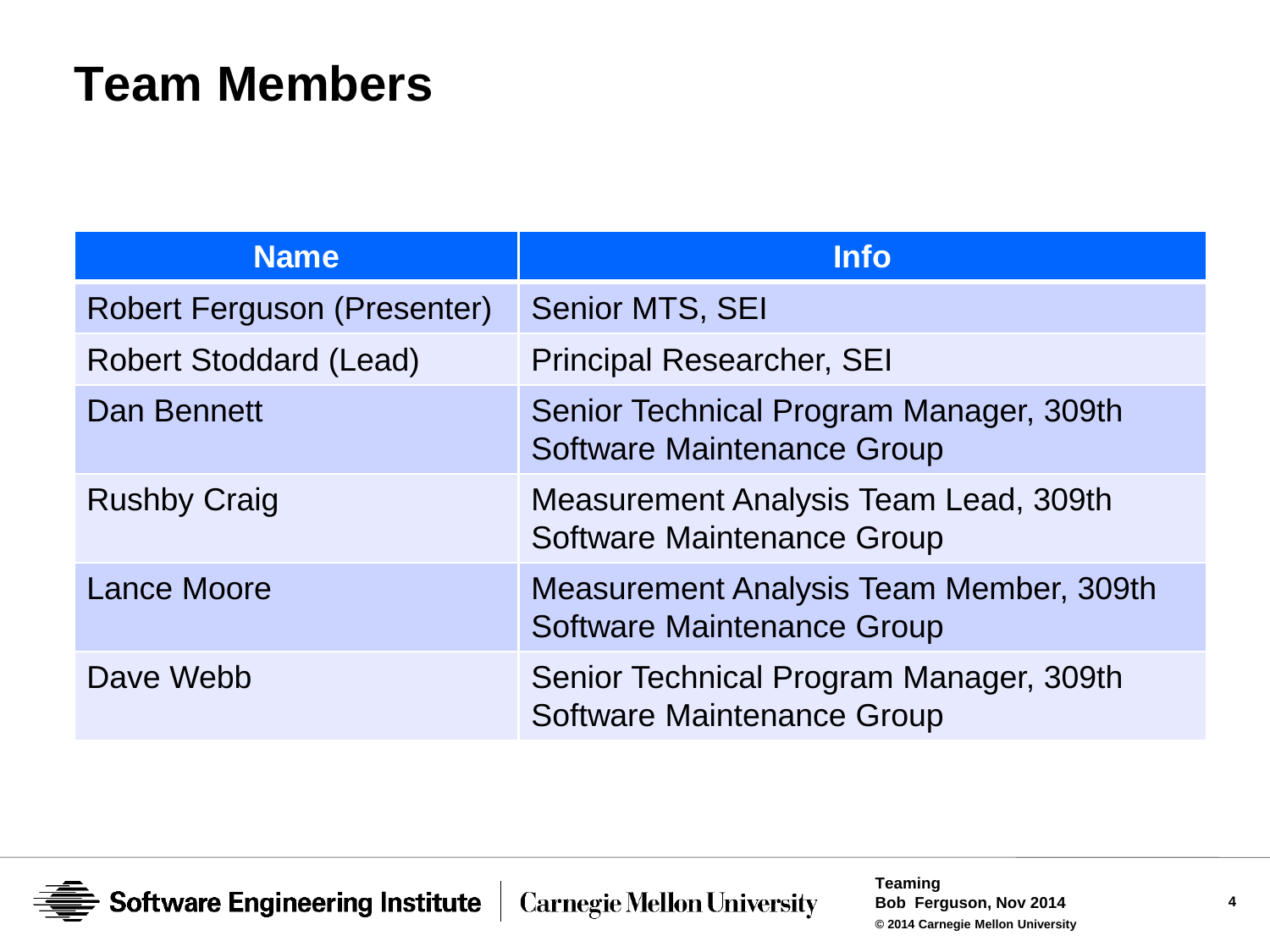# Team Members

| Name | Info |
| --- | --- |
| Robert Ferguson (Presenter) | Senior MTS, SEI |
| Robert Stoddard (Lead) | Principal Researcher, SEI |
| Dan Bennett | Senior Technical Program Manager, 309th Software Maintenance Group |
| Rushby Craig | Measurement Analysis Team Lead, 309th Software Maintenance Group |
| Lance Moore | Measurement Analysis Team Member, 309th Software Maintenance Group |
| Dave Webb | Senior Technical Program Manager, 309th Software Maintenance Group |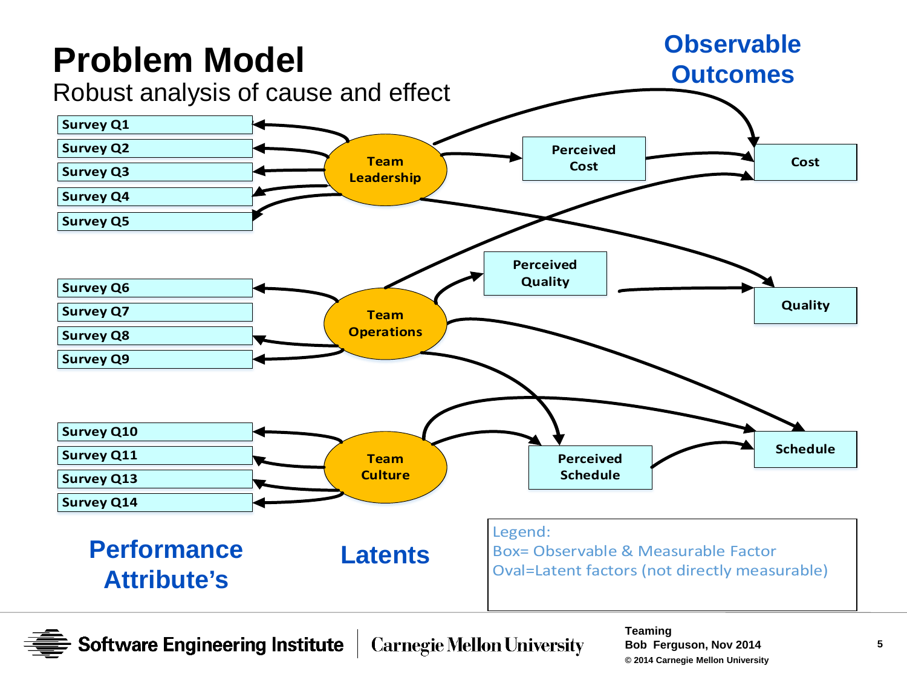# Problem Model

Robust analysis of cause and effect

**Observable Outcomes**

- Survey Q1
- Survey Q2
- Survey Q3
- Survey Q4
- Survey Q5

Team Leadership

Perceived Cost

Cost

- Survey Q6
- Survey Q7
- Survey Q8
- Survey Q9

Team Operations

Perceived Quality

Quality

- Survey Q10
- Survey Q11
- Survey Q13
- Survey Q14

Team Culture

Perceived Schedule

Schedule

**Performance Attribute's**

**Latents**

Legend:
Box= Observable & Measurable Factor
Oval=Latent factors (not directly measurable)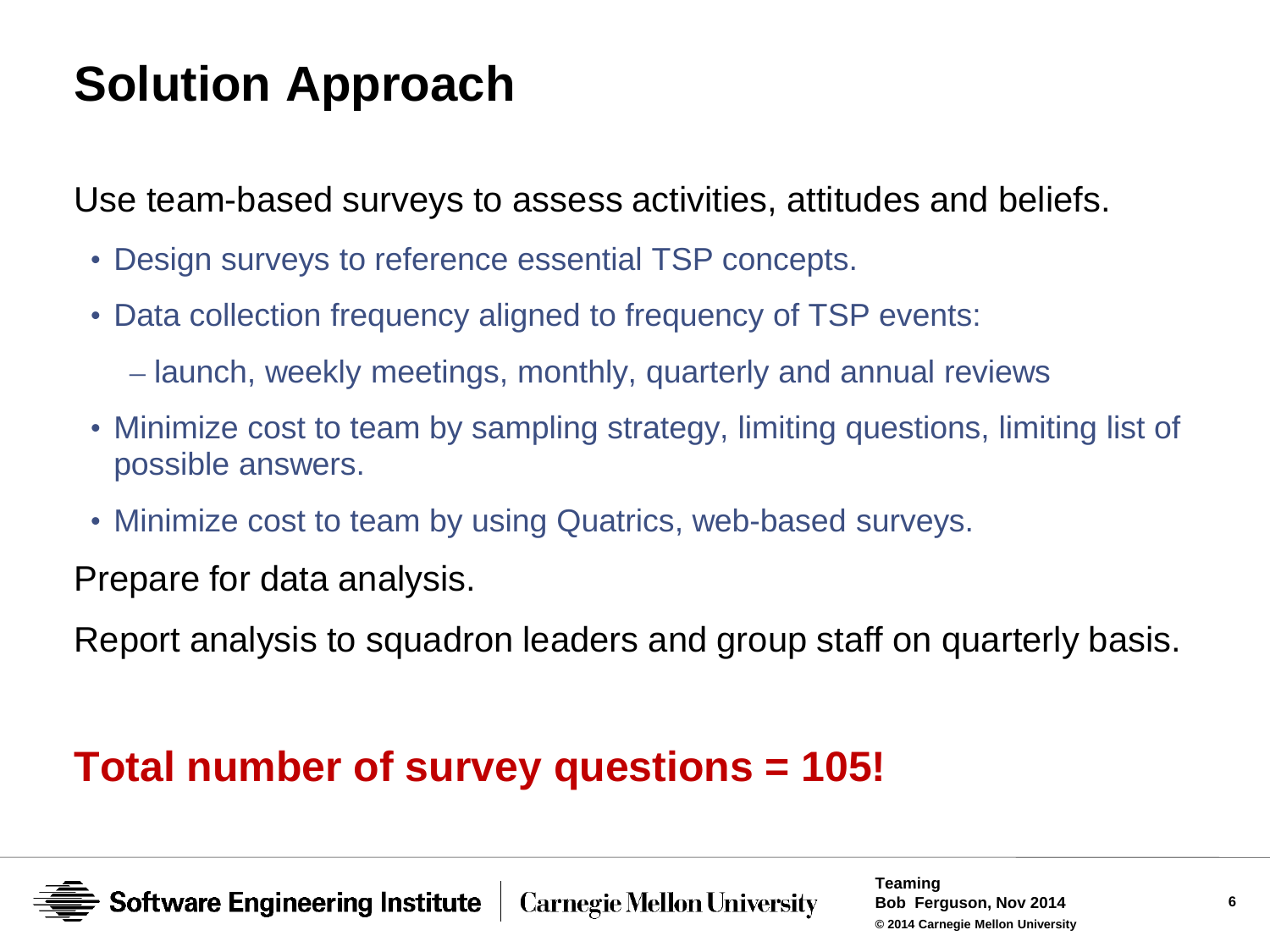# Solution Approach

Use team-based surveys to assess activities, attitudes and beliefs.

- Design surveys to reference essential TSP concepts.
- Data collection frequency aligned to frequency of TSP events:
  - launch, weekly meetings, monthly, quarterly and annual reviews
- Minimize cost to team by sampling strategy, limiting questions, limiting list of possible answers.
- Minimize cost to team by using Quatrics, web-based surveys.

Prepare for data analysis.

Report analysis to squadron leaders and group staff on quarterly basis.

**Total number of survey questions = 105!**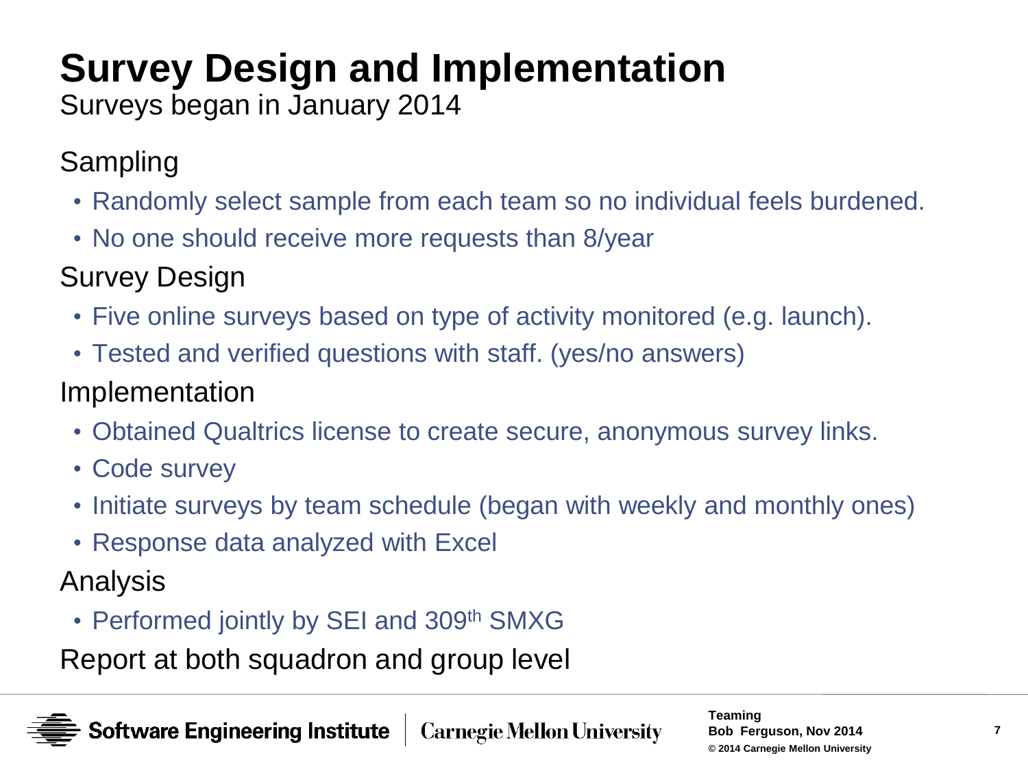# Survey Design and Implementation

Surveys began in January 2014

## Sampling

- Randomly select sample from each team so no individual feels burdened.
- No one should receive more requests than 8/year

## Survey Design

- Five online surveys based on type of activity monitored (e.g. launch).
- Tested and verified questions with staff. (yes/no answers)

## Implementation

- Obtained Qualtrics license to create secure, anonymous survey links.
- Code survey
- Initiate surveys by team schedule (began with weekly and monthly ones)
- Response data analyzed with Excel

## Analysis

- Performed jointly by SEI and 309th SMXG

Report at both squadron and group level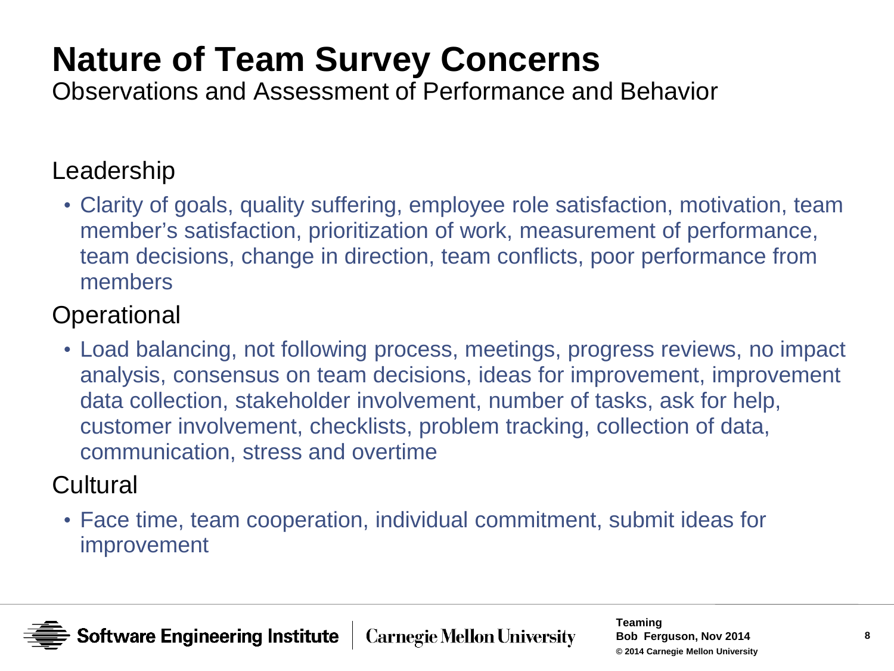# Nature of Team Survey Concerns

Observations and Assessment of Performance and Behavior

## Leadership

- Clarity of goals, quality suffering, employee role satisfaction, motivation, team member's satisfaction, prioritization of work, measurement of performance, team decisions, change in direction, team conflicts, poor performance from members

## Operational

- Load balancing, not following process, meetings, progress reviews, no impact analysis, consensus on team decisions, ideas for improvement, improvement data collection, stakeholder involvement, number of tasks, ask for help, customer involvement, checklists, problem tracking, collection of data, communication, stress and overtime

## Cultural

- Face time, team cooperation, individual commitment, submit ideas for improvement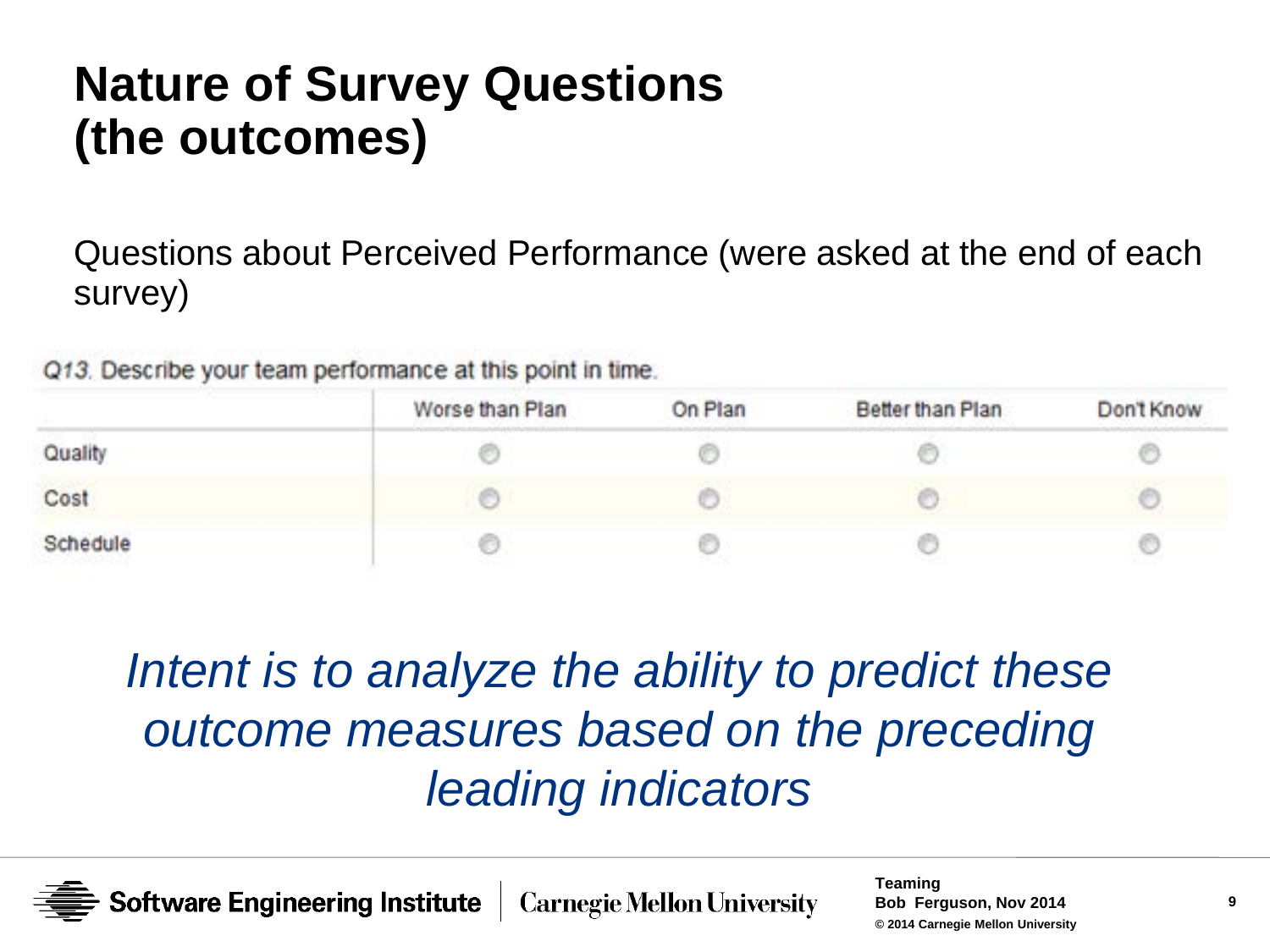# Nature of Survey Questions (the outcomes)

Questions about Perceived Performance (were asked at the end of each survey)

Q13. Describe your team performance at this point in time.

| | Worse than Plan | On Plan | Better than Plan | Don't Know |
|---|---|---|---|---|
| Quality | ○ | ○ | ○ | ○ |
| Cost | ○ | ○ | ○ | ○ |
| Schedule | ○ | ○ | ○ | ○ |

*Intent is to analyze the ability to predict these outcome measures based on the preceding leading indicators*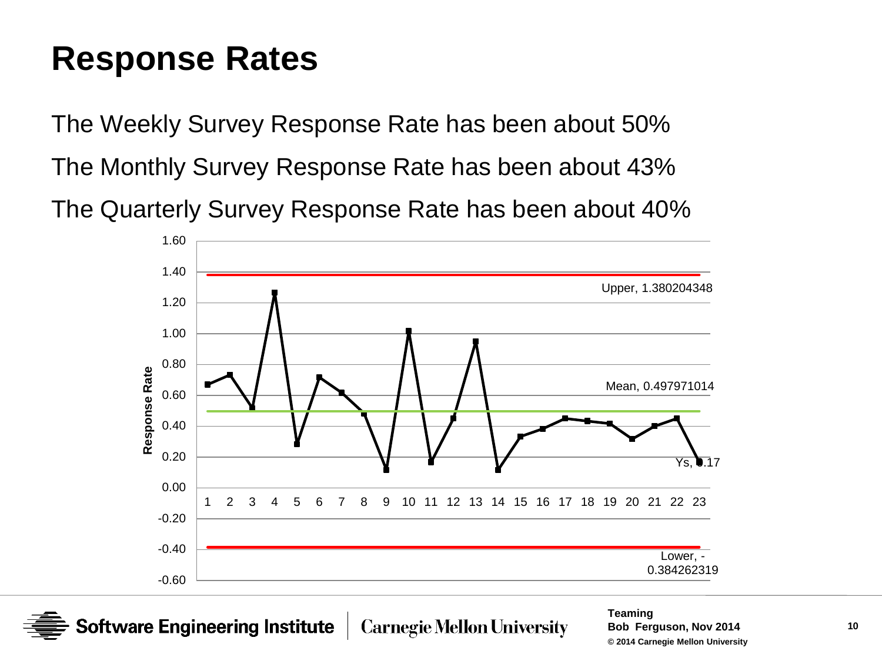# Response Rates

The Weekly Survey Response Rate has been about 50%

The Monthly Survey Response Rate has been about 43%

The Quarterly Survey Response Rate has been about 40%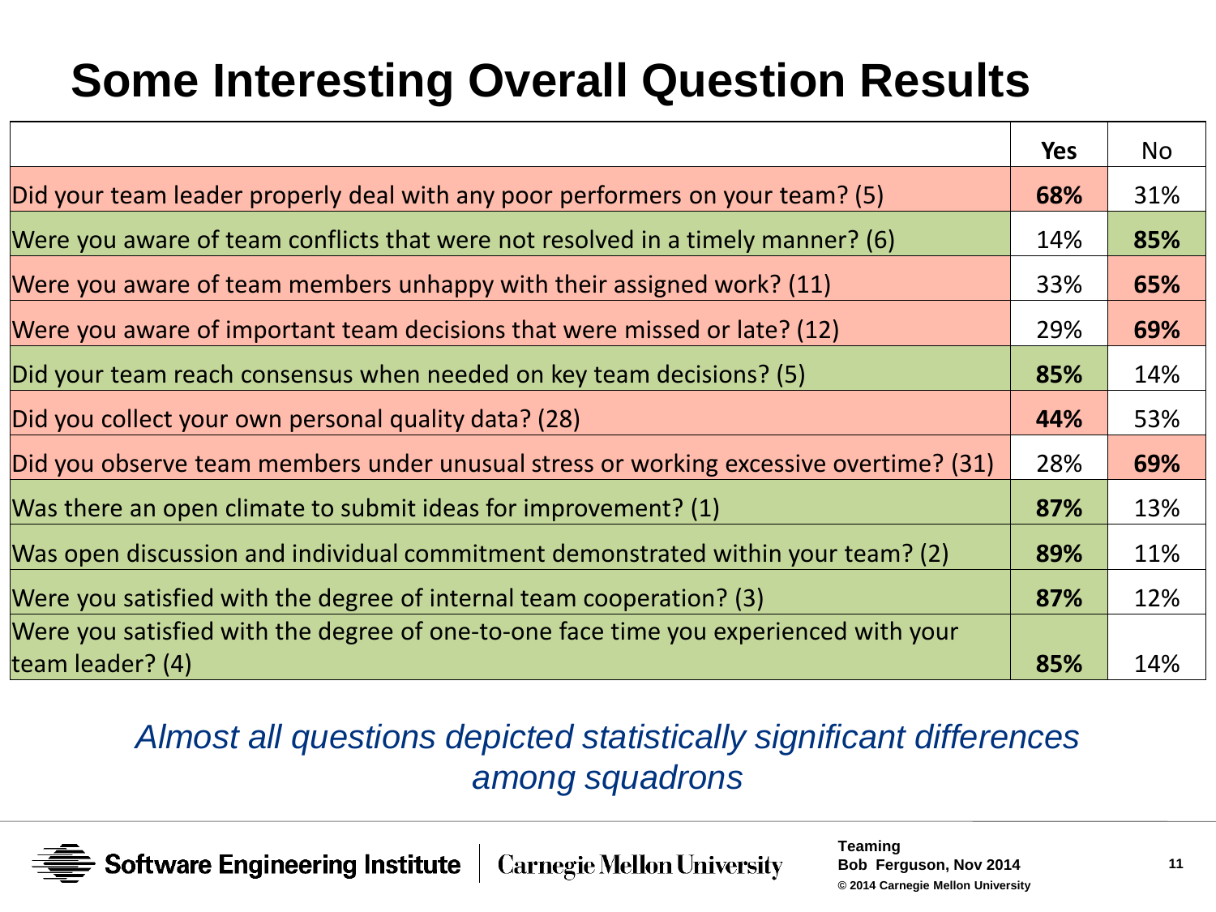# Some Interesting Overall Question Results

| | Yes | No |
|---|---|---|
| Did your team leader properly deal with any poor performers on your team? (5) | **68%** | 31% |
| Were you aware of team conflicts that were not resolved in a timely manner? (6) | 14% | **85%** |
| Were you aware of team members unhappy with their assigned work? (11) | 33% | **65%** |
| Were you aware of important team decisions that were missed or late? (12) | 29% | **69%** |
| Did your team reach consensus when needed on key team decisions? (5) | **85%** | 14% |
| Did you collect your own personal quality data? (28) | **44%** | 53% |
| Did you observe team members under unusual stress or working excessive overtime? (31) | 28% | **69%** |
| Was there an open climate to submit ideas for improvement? (1) | **87%** | 13% |
| Was open discussion and individual commitment demonstrated within your team? (2) | **89%** | 11% |
| Were you satisfied with the degree of internal team cooperation? (3) | **87%** | 12% |
| Were you satisfied with the degree of one-to-one face time you experienced with your team leader? (4) | **85%** | 14% |

*Almost all questions depicted statistically significant differences among squadrons*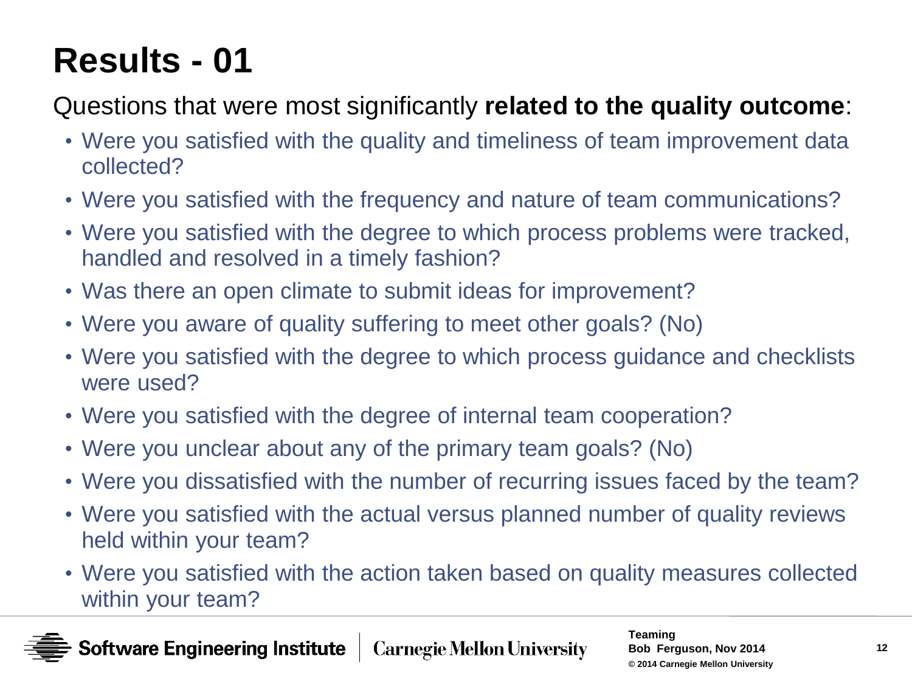# Results - 01

Questions that were most significantly **related to the quality outcome**:

- Were you satisfied with the quality and timeliness of team improvement data collected?
- Were you satisfied with the frequency and nature of team communications?
- Were you satisfied with the degree to which process problems were tracked, handled and resolved in a timely fashion?
- Was there an open climate to submit ideas for improvement?
- Were you aware of quality suffering to meet other goals? (No)
- Were you satisfied with the degree to which process guidance and checklists were used?
- Were you satisfied with the degree of internal team cooperation?
- Were you unclear about any of the primary team goals? (No)
- Were you dissatisfied with the number of recurring issues faced by the team?
- Were you satisfied with the actual versus planned number of quality reviews held within your team?
- Were you satisfied with the action taken based on quality measures collected within your team?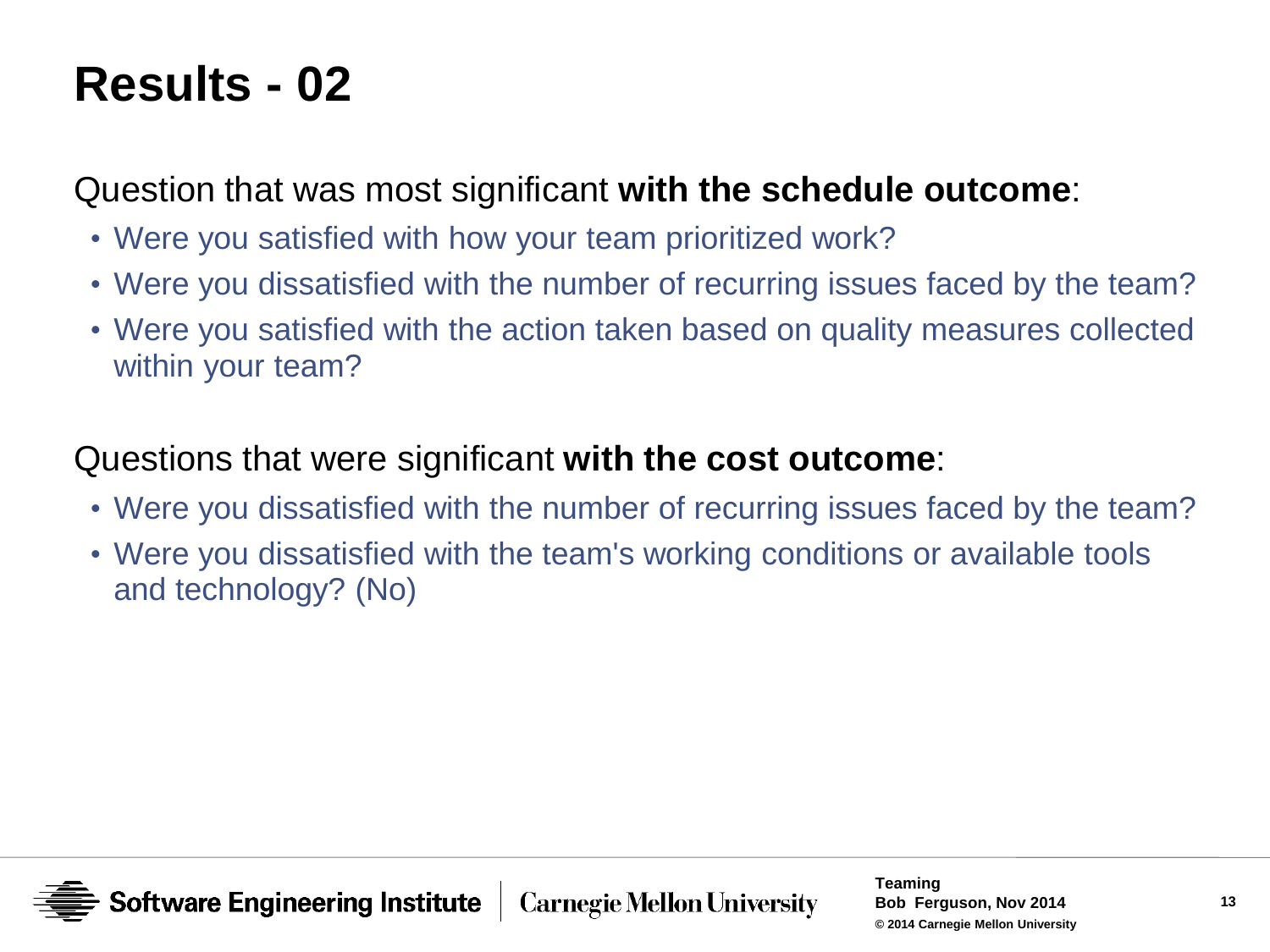# Results - 02

Question that was most significant **with the schedule outcome**:

- Were you satisfied with how your team prioritized work?
- Were you dissatisfied with the number of recurring issues faced by the team?
- Were you satisfied with the action taken based on quality measures collected within your team?

Questions that were significant **with the cost outcome**:

- Were you dissatisfied with the number of recurring issues faced by the team?
- Were you dissatisfied with the team's working conditions or available tools and technology? (No)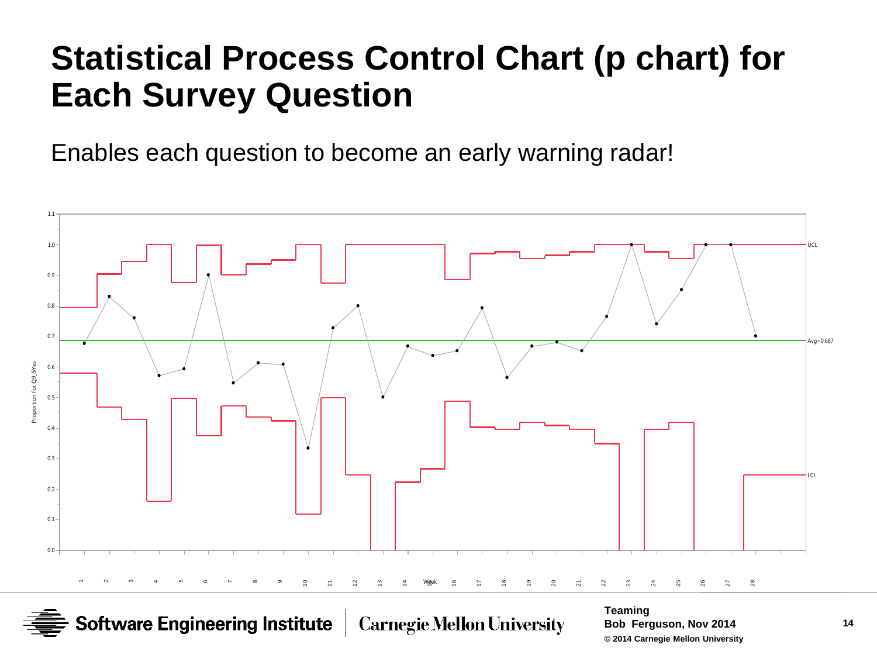# Statistical Process Control Chart (p chart) for Each Survey Question

Enables each question to become an early warning radar!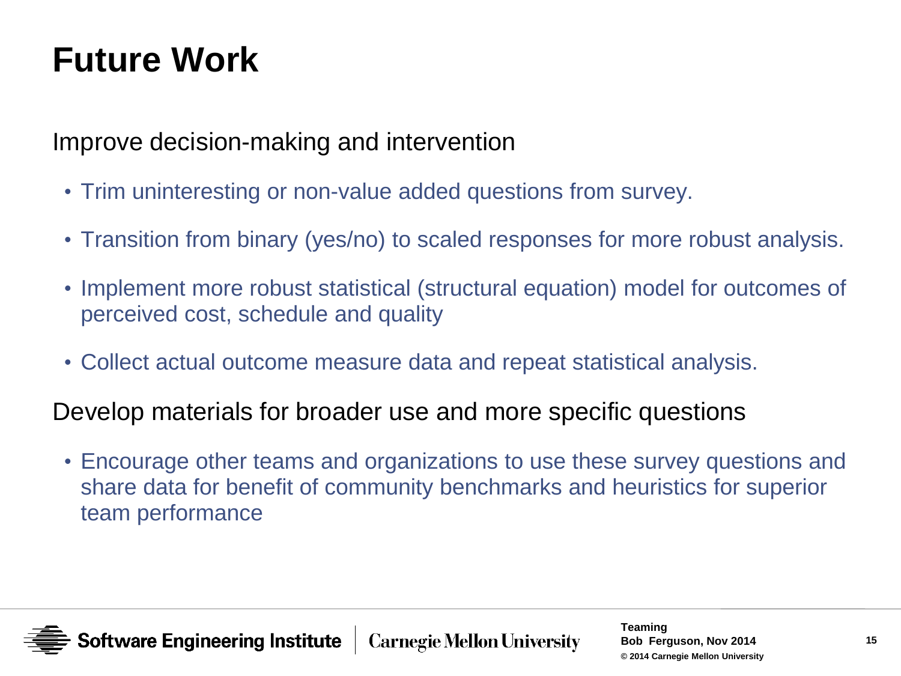# Future Work

Improve decision-making and intervention

- Trim uninteresting or non-value added questions from survey.
- Transition from binary (yes/no) to scaled responses for more robust analysis.
- Implement more robust statistical (structural equation) model for outcomes of perceived cost, schedule and quality
- Collect actual outcome measure data and repeat statistical analysis.

Develop materials for broader use and more specific questions

- Encourage other teams and organizations to use these survey questions and share data for benefit of community benchmarks and heuristics for superior team performance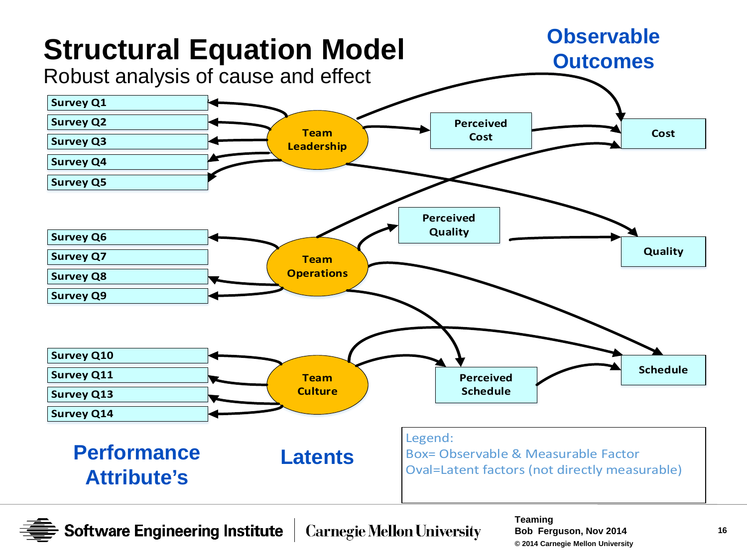# Structural Equation Model

Robust analysis of cause and effect

**Observable Outcomes**

Survey Q1
Survey Q2
Survey Q3
Survey Q4
Survey Q5

Team Leadership

Perceived Cost

Cost

Survey Q6
Survey Q7
Survey Q8
Survey Q9

Team Operations

Perceived Quality

Quality

Survey Q10
Survey Q11
Survey Q13
Survey Q14

Team Culture

Perceived Schedule

Schedule

**Performance Attribute's**

**Latents**

Legend:
Box= Observable & Measurable Factor
Oval=Latent factors (not directly measurable)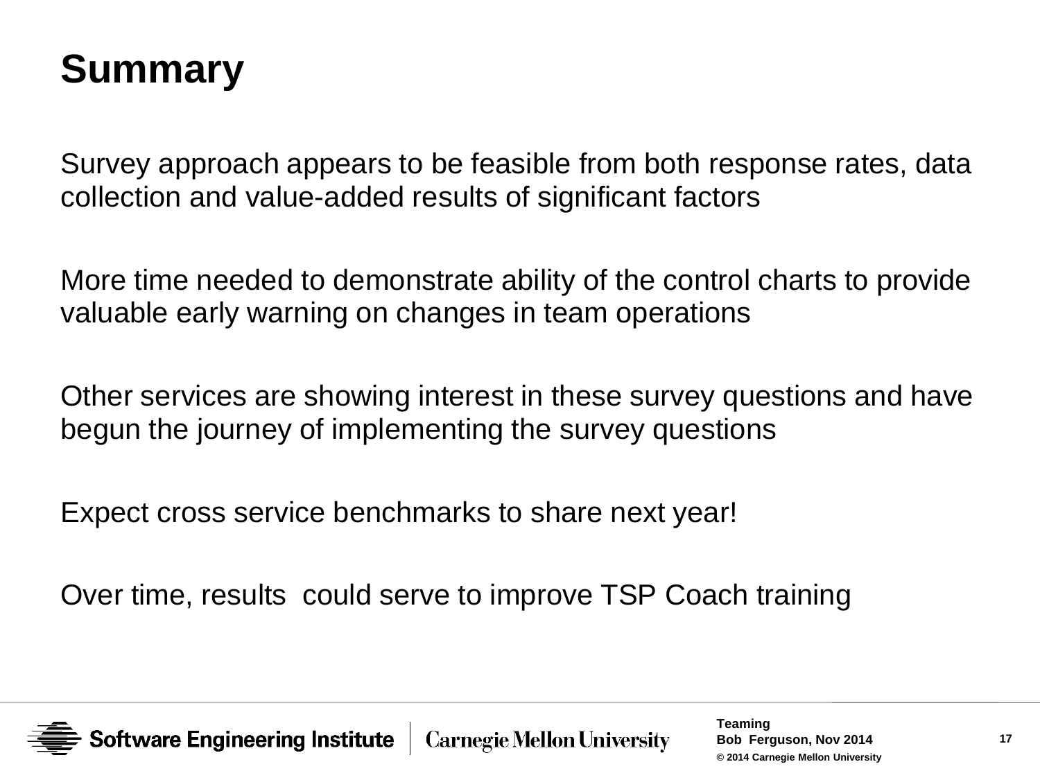# Summary

Survey approach appears to be feasible from both response rates, data collection and value-added results of significant factors

More time needed to demonstrate ability of the control charts to provide valuable early warning on changes in team operations

Other services are showing interest in these survey questions and have begun the journey of implementing the survey questions

Expect cross service benchmarks to share next year!

Over time, results could serve to improve TSP Coach training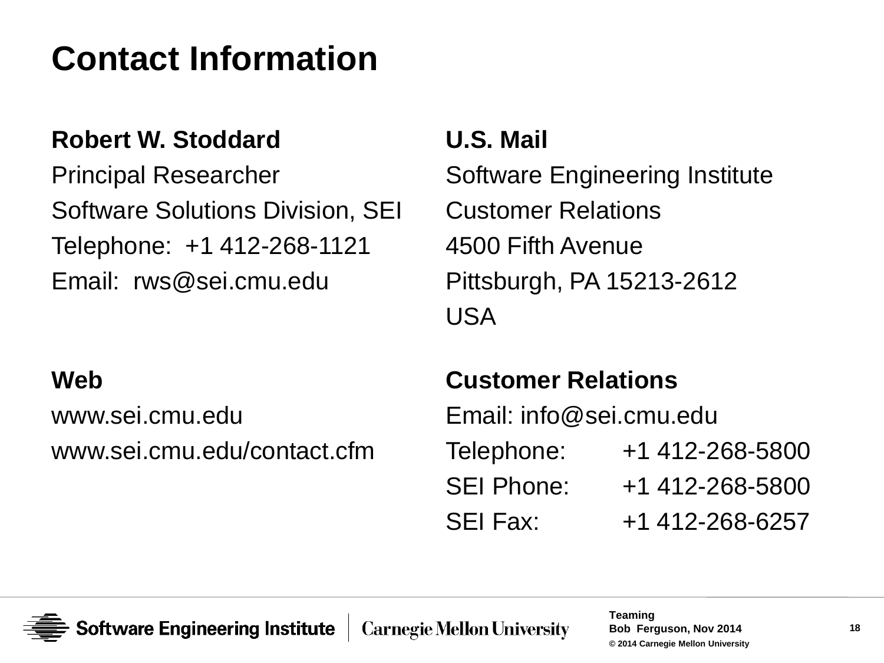# Contact Information

**Robert W. Stoddard**
Principal Researcher
Software Solutions Division, SEI
Telephone: +1 412-268-1121
Email: rws@sei.cmu.edu

**U.S. Mail**
Software Engineering Institute
Customer Relations
4500 Fifth Avenue
Pittsburgh, PA 15213-2612
USA

**Web**
www.sei.cmu.edu
www.sei.cmu.edu/contact.cfm

**Customer Relations**
Email: info@sei.cmu.edu
Telephone: +1 412-268-5800
SEI Phone: +1 412-268-5800
SEI Fax: +1 412-268-6257